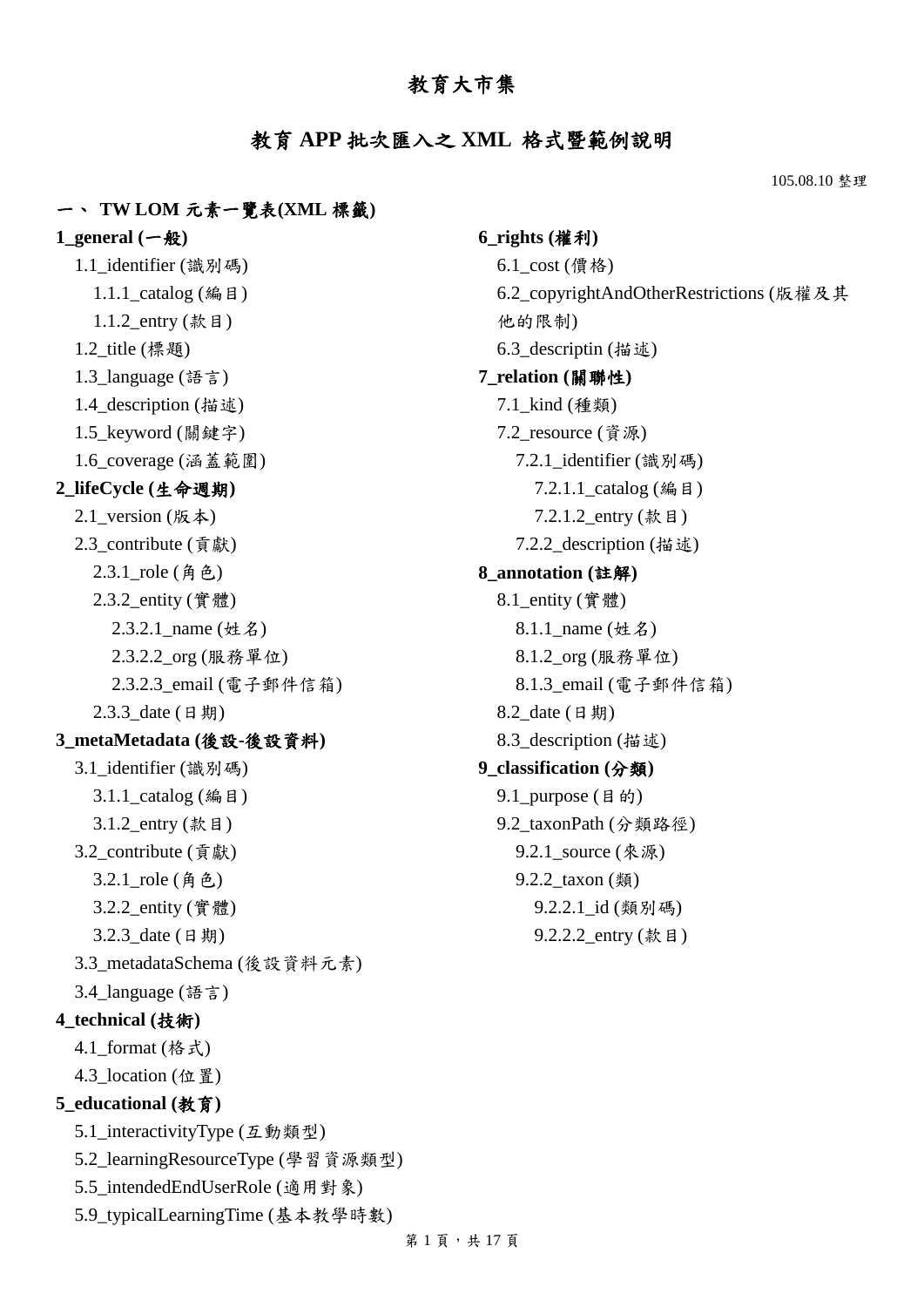# 教育大市集

## 教育 APP 批次匯入之 XML 格式暨範例說明

105.08.10 整理

### 一、 TW LOM 元素一覽表(XML 標籤)

**1_general (一般)**

- 1.1_identifier (識別碼)
  - 1.1.1_catalog (編目)
  - 1.1.2_entry (款目)
- 1.2_title (標題)
- 1.3_language (語言)
- 1.4_description (描述)
- 1.5_keyword (關鍵字)
- 1.6_coverage (涵蓋範圍)

**2_lifeCycle (生命週期)**

- 2.1_version (版本)
- 2.3_contribute (貢獻)
  - 2.3.1_role (角色)
  - 2.3.2_entity (實體)
    - 2.3.2.1_name (姓名)
    - 2.3.2.2_org (服務單位)
    - 2.3.2.3_email (電子郵件信箱)
  - 2.3.3_date (日期)

**3_metaMetadata (後設-後設資料)**

- 3.1_identifier (識別碼)
  - 3.1.1_catalog (編目)
  - 3.1.2_entry (款目)
- 3.2_contribute (貢獻)
  - 3.2.1_role (角色)
  - 3.2.2_entity (實體)
  - 3.2.3_date (日期)
- 3.3_metadataSchema (後設資料元素)
- 3.4_language (語言)

**4_technical (技術)**

- 4.1_format (格式)
- 4.3_location (位置)

**5_educational (教育)**

- 5.1_interactivityType (互動類型)
- 5.2_learningResourceType (學習資源類型)
- 5.5_intendedEndUserRole (適用對象)
- 5.9_typicalLearningTime (基本教學時數)

**6_rights (權利)**

- 6.1_cost (價格)
- 6.2_copyrightAndOtherRestrictions (版權及其他的限制)
- 6.3_descriptin (描述)

**7_relation (關聯性)**

- 7.1_kind (種類)
- 7.2_resource (資源)
  - 7.2.1_identifier (識別碼)
    - 7.2.1.1_catalog (編目)
    - 7.2.1.2_entry (款目)
  - 7.2.2_description (描述)

**8_annotation (註解)**

- 8.1_entity (實體)
  - 8.1.1_name (姓名)
  - 8.1.2_org (服務單位)
  - 8.1.3_email (電子郵件信箱)
- 8.2_date (日期)
- 8.3_description (描述)

**9_classification (分類)**

- 9.1_purpose (目的)
- 9.2_taxonPath (分類路徑)
  - 9.2.1_source (來源)
  - 9.2.2_taxon (類)
    - 9.2.2.1_id (類別碼)
    - 9.2.2.2_entry (款目)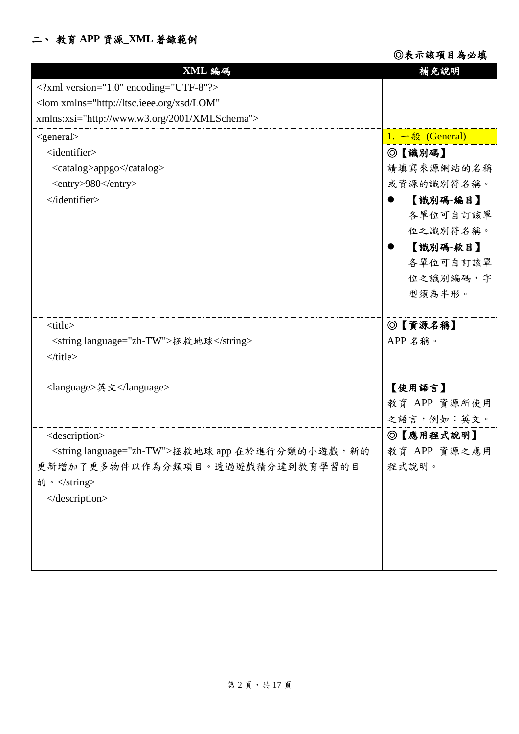## 二、 教育 APP 資源_XML 著錄範例

◎表示該項目為必填

| XML 編碼 | 補充說明 |
|---|---|
| <?xml version="1.0" encoding="UTF-8"?><br><lom xmlns="http://ltsc.ieee.org/xsd/LOM"<br>xmlns:xsi="http://www.w3.org/2001/XMLSchema"> | |
| <general><br>  <identifier><br>    <catalog>appgo</catalog><br>    <entry>980</entry><br>  </identifier> | 1. 一般 (General)<br>◎【識別碼】<br>請填寫來源網站的名稱或資源的識別符名稱。<br>● 【識別碼-編目】各單位可自訂該單位之識別符名稱。<br>● 【識別碼-款目】各單位可自訂該單位之識別編碼，字型須為半形。 |
| <title><br>  <string language="zh-TW">拯救地球</string><br></title> | ◎【資源名稱】<br>APP 名稱。 |
| <language>英文</language> | 【使用語言】<br>教育 APP 資源所使用之語言，例如：英文。 |
| <description><br>  <string language="zh-TW">拯救地球 app 在於進行分類的小遊戲，新的更新增加了更多物件以作為分類項目。透過遊戲積分達到教育學習的目的。</string><br></description> | ◎【應用程式說明】<br>教育 APP 資源之應用程式說明。 |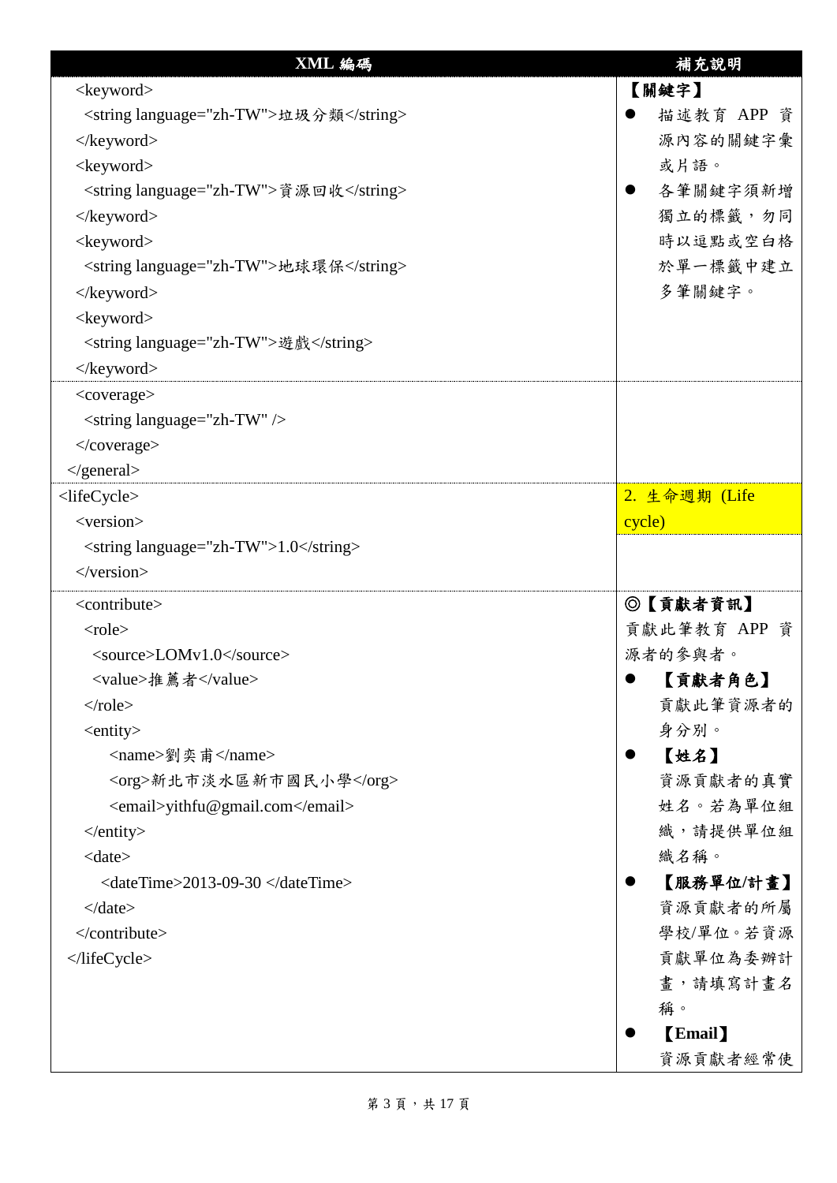| XML 編碼 | 補充說明 |
| --- | --- |
| &lt;keyword&gt;<br>&lt;string language="zh-TW"&gt;垃圾分類&lt;/string&gt;<br>&lt;/keyword&gt;<br>&lt;keyword&gt;<br>&lt;string language="zh-TW"&gt;資源回收&lt;/string&gt;<br>&lt;/keyword&gt;<br>&lt;keyword&gt;<br>&lt;string language="zh-TW"&gt;地球環保&lt;/string&gt;<br>&lt;/keyword&gt;<br>&lt;keyword&gt;<br>&lt;string language="zh-TW"&gt;遊戲&lt;/string&gt;<br>&lt;/keyword&gt; | **【關鍵字】**<br>● 描述教育 APP 資源內容的關鍵字彙或片語。<br>● 各筆關鍵字須新增獨立的標籤，勿同時以逗點或空白格於單一標籤中建立多筆關鍵字。 |
| &lt;coverage&gt;<br>&lt;string language="zh-TW" /&gt;<br>&lt;/coverage&gt;<br>&lt;/general&gt; | |
| &lt;lifeCycle&gt;<br>&lt;version&gt;<br>&lt;string language="zh-TW"&gt;1.0&lt;/string&gt;<br>&lt;/version&gt; | 2. 生命週期 (Life cycle) |
| &lt;contribute&gt;<br>&lt;role&gt;<br>&lt;source&gt;LOMv1.0&lt;/source&gt;<br>&lt;value&gt;推薦者&lt;/value&gt;<br>&lt;/role&gt;<br>&lt;entity&gt;<br>&lt;name&gt;劉奕甫&lt;/name&gt;<br>&lt;org&gt;新北市淡水區新市國民小學&lt;/org&gt;<br>&lt;email&gt;yithfu@gmail.com&lt;/email&gt;<br>&lt;/entity&gt;<br>&lt;date&gt;<br>&lt;dateTime&gt;2013-09-30 &lt;/dateTime&gt;<br>&lt;/date&gt;<br>&lt;/contribute&gt;<br>&lt;/lifeCycle&gt; | **◎【貢獻者資訊】**<br>貢獻此筆教育 APP 資源者的參與者。<br>● **【貢獻者角色】**<br>貢獻此筆資源者的身分別。<br>● **【姓名】**<br>資源貢獻者的真實姓名。若為單位組織，請提供單位組織名稱。<br>● **【服務單位/計畫】**<br>資源貢獻者的所屬學校/單位。若資源貢獻單位為委辦計畫，請填寫計畫名稱。<br>● **【Email】**<br>資源貢獻者經常使 |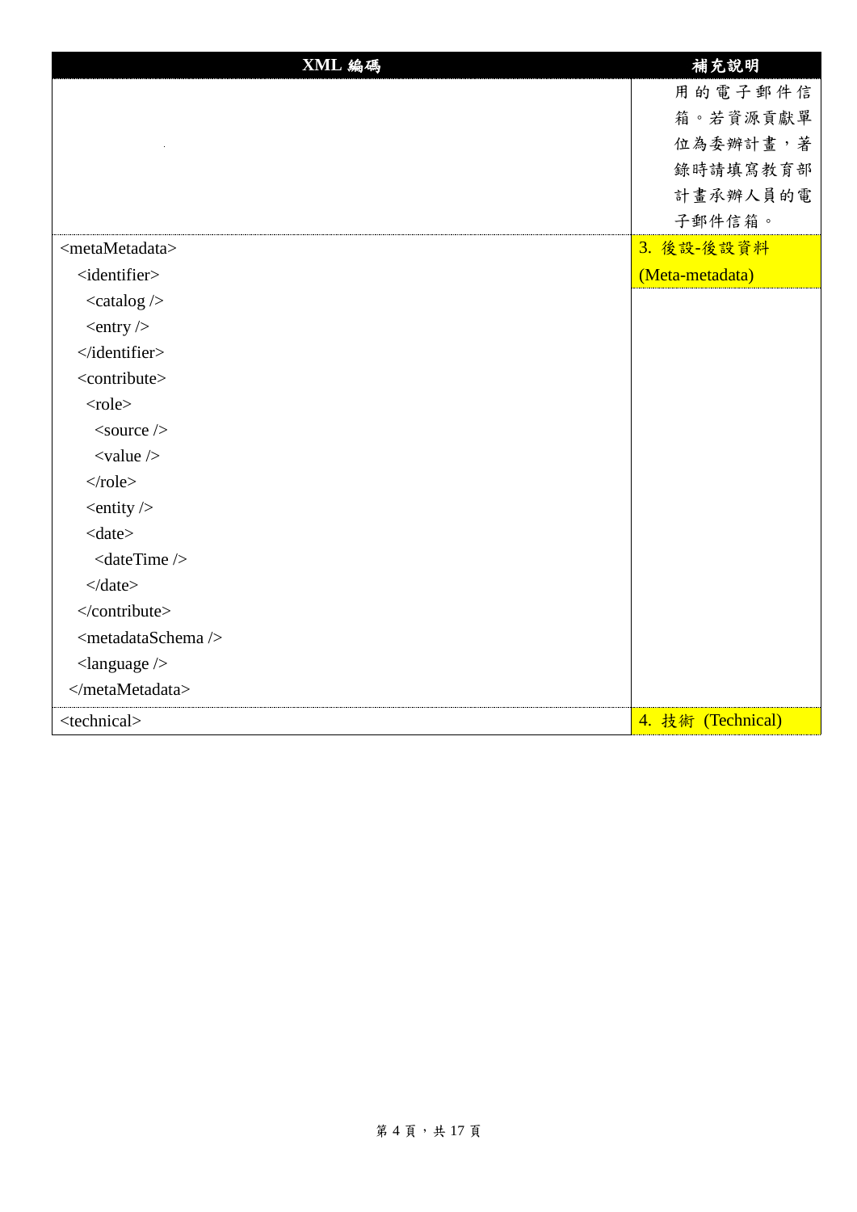| XML 編碼 | 補充說明 |
| --- | --- |
| | 用的電子郵件信箱。若資源貢獻單位為委辦計畫，著錄時請填寫教育部計畫承辦人員的電子郵件信箱。 |
| &lt;metaMetadata&gt;<br>&nbsp;&nbsp;&lt;identifier&gt;<br>&nbsp;&nbsp;&nbsp;&nbsp;&lt;catalog /&gt;<br>&nbsp;&nbsp;&nbsp;&nbsp;&lt;entry /&gt;<br>&nbsp;&nbsp;&lt;/identifier&gt;<br>&nbsp;&nbsp;&lt;contribute&gt;<br>&nbsp;&nbsp;&nbsp;&nbsp;&lt;role&gt;<br>&nbsp;&nbsp;&nbsp;&nbsp;&nbsp;&nbsp;&lt;source /&gt;<br>&nbsp;&nbsp;&nbsp;&nbsp;&nbsp;&nbsp;&lt;value /&gt;<br>&nbsp;&nbsp;&nbsp;&nbsp;&lt;/role&gt;<br>&nbsp;&nbsp;&nbsp;&nbsp;&lt;entity /&gt;<br>&nbsp;&nbsp;&nbsp;&nbsp;&lt;date&gt;<br>&nbsp;&nbsp;&nbsp;&nbsp;&nbsp;&nbsp;&lt;dateTime /&gt;<br>&nbsp;&nbsp;&nbsp;&nbsp;&lt;/date&gt;<br>&nbsp;&nbsp;&lt;/contribute&gt;<br>&nbsp;&nbsp;&lt;metadataSchema /&gt;<br>&nbsp;&nbsp;&lt;language /&gt;<br>&lt;/metaMetadata&gt; | 3. 後設-後設資料 (Meta-metadata) |
| &lt;technical&gt; | 4. 技術 (Technical) |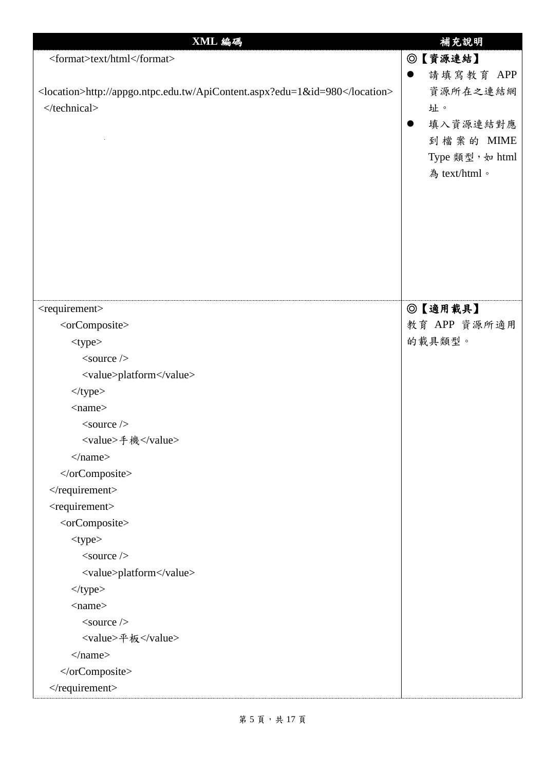| XML 編碼 | 補充說明 |
| --- | --- |
| `<format>text/html</format>`<br><br>`<location>http://appgo.ntpc.edu.tw/ApiContent.aspx?edu=1&id=980</location>`<br>`</technical>` | **◎【資源連結】**<br>● 請填寫教育 APP 資源所在之連結網址。<br>● 填入資源連結對應到檔案的 MIME Type 類型，如 html 為 text/html。 |
| `<requirement>`<br>`<orComposite>`<br>`<type>`<br>`<source />`<br>`<value>platform</value>`<br>`</type>`<br>`<name>`<br>`<source />`<br>`<value>手機</value>`<br>`</name>`<br>`</orComposite>`<br>`</requirement>`<br>`<requirement>`<br>`<orComposite>`<br>`<type>`<br>`<source />`<br>`<value>platform</value>`<br>`</type>`<br>`<name>`<br>`<source />`<br>`<value>平板</value>`<br>`</name>`<br>`</orComposite>`<br>`</requirement>` | **◎【適用載具】**<br>教育 APP 資源所適用的載具類型。 |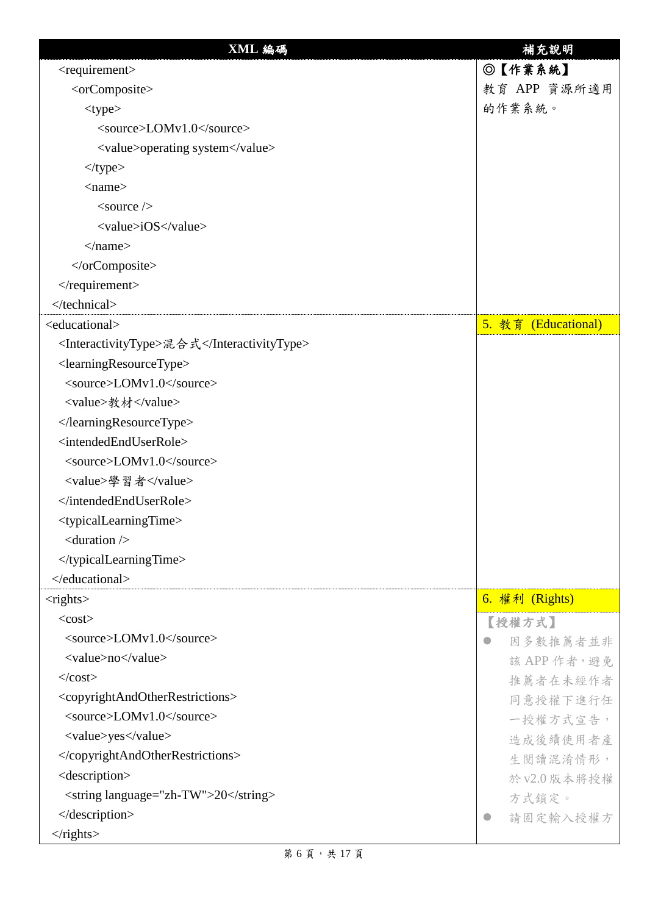| XML 編碼 | 補充說明 |
| --- | --- |
| `<requirement>`<br>`<orComposite>`<br>`<type>`<br>`<source>LOMv1.0</source>`<br>`<value>operating system</value>`<br>`</type>`<br>`<name>`<br>`<source />`<br>`<value>iOS</value>`<br>`</name>`<br>`</orComposite>`<br>`</requirement>`<br>`</technical>` | ◎【作業系統】<br>教育 APP 資源所適用的作業系統。 |
| `<educational>`<br>`<InteractivityType>混合式</InteractivityType>`<br>`<learningResourceType>`<br>`<source>LOMv1.0</source>`<br>`<value>教材</value>`<br>`</learningResourceType>`<br>`<intendedEndUserRole>`<br>`<source>LOMv1.0</source>`<br>`<value>學習者</value>`<br>`</intendedEndUserRole>`<br>`<typicalLearningTime>`<br>`<duration />`<br>`</typicalLearningTime>`<br>`</educational>` | 5. 教育 (Educational) |
| `<rights>`<br>`<cost>`<br>`<source>LOMv1.0</source>`<br>`<value>no</value>`<br>`</cost>`<br>`<copyrightAndOtherRestrictions>`<br>`<source>LOMv1.0</source>`<br>`<value>yes</value>`<br>`</copyrightAndOtherRestrictions>`<br>`<description>`<br>`<string language="zh-TW">20</string>`<br>`</description>`<br>`</rights>` | 6. 權利 (Rights)<br>【授權方式】<br>● 因多數推薦者並非該 APP 作者，避免推薦者在未經作者同意授權下進行任一授權方式宣告，造成後續使用者產生閱讀混淆情形，於 v2.0 版本將授權方式鎖定。<br>● 請固定輸入授權方 |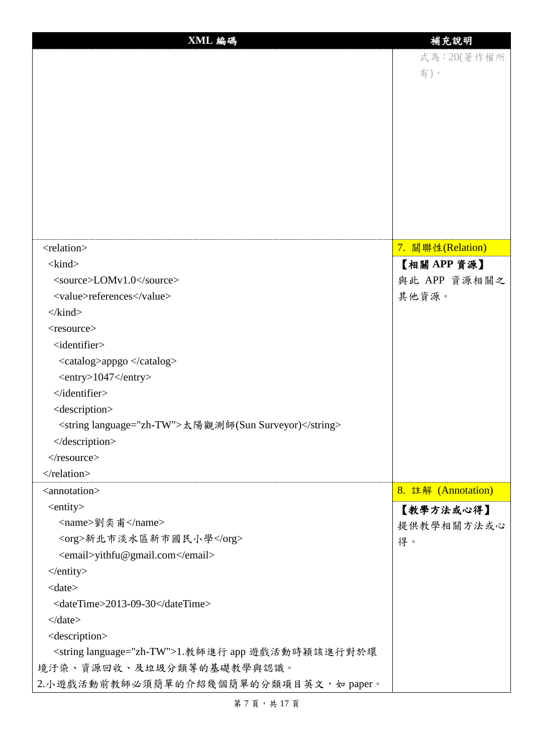| XML 編碼 | 補充說明 |
|---|---|
| | 式為：20(著作權所有)。 |
| `<relation>`<br>`<kind>`<br>`<source>LOMv1.0</source>`<br>`<value>references</value>`<br>`</kind>`<br>`<resource>`<br>`<identifier>`<br>`<catalog>appgo </catalog>`<br>`<entry>1047</entry>`<br>`</identifier>`<br>`<description>`<br>`<string language="zh-TW">太陽觀測師(Sun Surveyor)</string>`<br>`</description>`<br>`</resource>`<br>`</relation>` | 7. 關聯性(Relation)<br>**【相關 APP 資源】**<br>與此 APP 資源相關之其他資源。 |
| `<annotation>`<br>`<entity>`<br>`<name>劉奕甫</name>`<br>`<org>新北市淡水區新市國民小學</org>`<br>`<email>yithfu@gmail.com</email>`<br>`</entity>`<br>`<date>`<br>`<dateTime>2013-09-30</dateTime>`<br>`</date>`<br>`<description>`<br>`<string language="zh-TW">1.教師進行 app 遊戲活動時穎該進行對於環境汙染、資源回收、及垃圾分類等的基礎教學與認識。`<br>`2.小遊戲活動前教師必須簡單的介紹幾個簡單的分類項目英文，如 paper。` | 8. 註解 (Annotation)<br>**【教學方法或心得】**<br>提供教學相關方法或心得。 |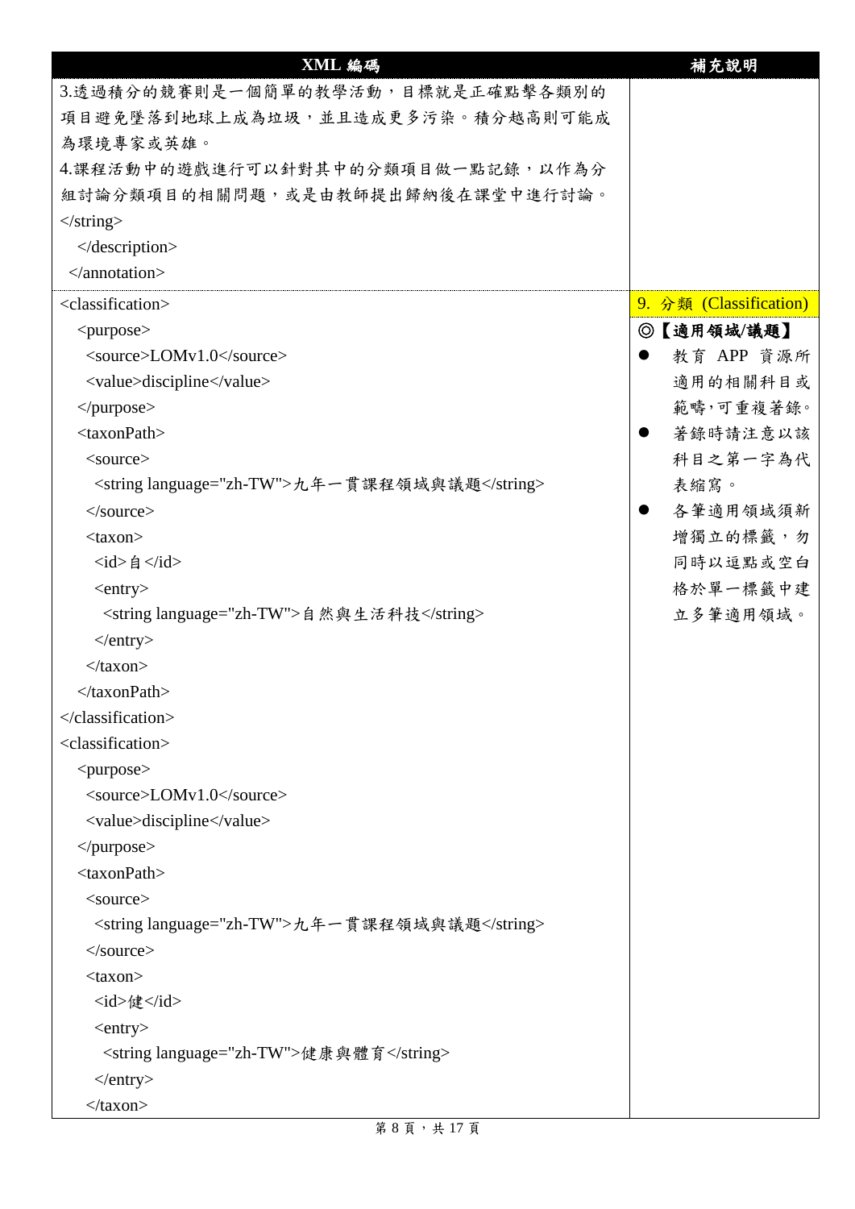| XML 編碼 | 補充說明 |
| --- | --- |
| 3.透過積分的競賽則是一個簡單的教學活動，目標就是正確點擊各類別的項目避免墜落到地球上成為垃圾，並且造成更多污染。積分越高則可能成為環境專家或英雄。<br>4.課程活動中的遊戲進行可以針對其中的分類項目做一點記錄，以作為分組討論分類項目的相關問題，或是由教師提出歸納後在課堂中進行討論。<br>&lt;/string&gt;<br>&lt;/description&gt;<br>&lt;/annotation&gt; | |
| &lt;classification&gt;<br>&lt;purpose&gt;<br>&lt;source&gt;LOMv1.0&lt;/source&gt;<br>&lt;value&gt;discipline&lt;/value&gt;<br>&lt;/purpose&gt;<br>&lt;taxonPath&gt;<br>&lt;source&gt;<br>&lt;string language="zh-TW"&gt;九年一貫課程領域與議題&lt;/string&gt;<br>&lt;/source&gt;<br>&lt;taxon&gt;<br>&lt;id&gt;自&lt;/id&gt;<br>&lt;entry&gt;<br>&lt;string language="zh-TW"&gt;自然與生活科技&lt;/string&gt;<br>&lt;/entry&gt;<br>&lt;/taxon&gt;<br>&lt;/taxonPath&gt;<br>&lt;/classification&gt;<br>&lt;classification&gt;<br>&lt;purpose&gt;<br>&lt;source&gt;LOMv1.0&lt;/source&gt;<br>&lt;value&gt;discipline&lt;/value&gt;<br>&lt;/purpose&gt;<br>&lt;taxonPath&gt;<br>&lt;source&gt;<br>&lt;string language="zh-TW"&gt;九年一貫課程領域與議題&lt;/string&gt;<br>&lt;/source&gt;<br>&lt;taxon&gt;<br>&lt;id&gt;健&lt;/id&gt;<br>&lt;entry&gt;<br>&lt;string language="zh-TW"&gt;健康與體育&lt;/string&gt;<br>&lt;/entry&gt;<br>&lt;/taxon&gt; | 9. 分類 (Classification)<br>◎【**適用領域/議題**】<br>● 教育 APP 資源所適用的相關科目或範疇，可重複著錄。<br>● 著錄時請注意以該科目之第一字為代表縮寫。<br>● 各筆適用領域須新增獨立的標籤，勿同時以逗點或空白格於單一標籤中建立多筆適用領域。 |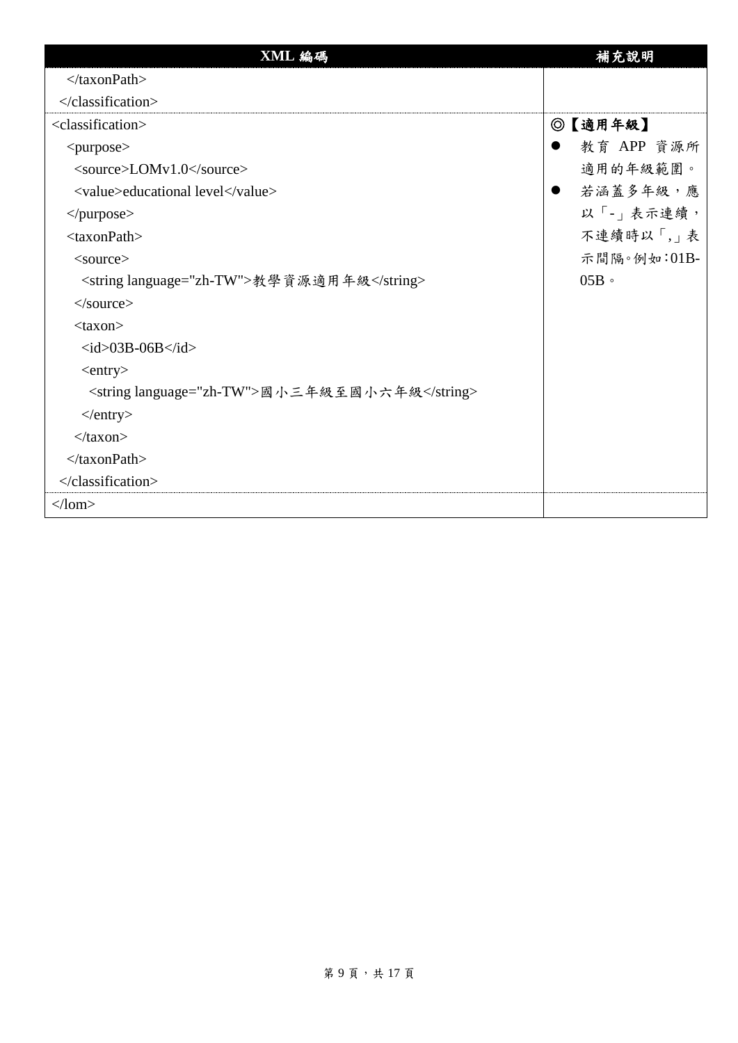| XML 編碼 | 補充說明 |
| --- | --- |
| &lt;/taxonPath&gt;<br>&lt;/classification&gt; | |
| &lt;classification&gt;<br>&lt;purpose&gt;<br>&lt;source&gt;LOMv1.0&lt;/source&gt;<br>&lt;value&gt;educational level&lt;/value&gt;<br>&lt;/purpose&gt;<br>&lt;taxonPath&gt;<br>&lt;source&gt;<br>&lt;string language="zh-TW"&gt;教學資源適用年級&lt;/string&gt;<br>&lt;/source&gt;<br>&lt;taxon&gt;<br>&lt;id&gt;03B-06B&lt;/id&gt;<br>&lt;entry&gt;<br>&lt;string language="zh-TW"&gt;國小三年級至國小六年級&lt;/string&gt;<br>&lt;/entry&gt;<br>&lt;/taxon&gt;<br>&lt;/taxonPath&gt;<br>&lt;/classification&gt; | ◎【適用年級】<br>● 教育 APP 資源所適用的年級範圍。<br>● 若涵蓋多年級，應以「-」表示連續，不連續時以「,」表示間隔。例如：01B-05B。 |
| &lt;/lom&gt; | |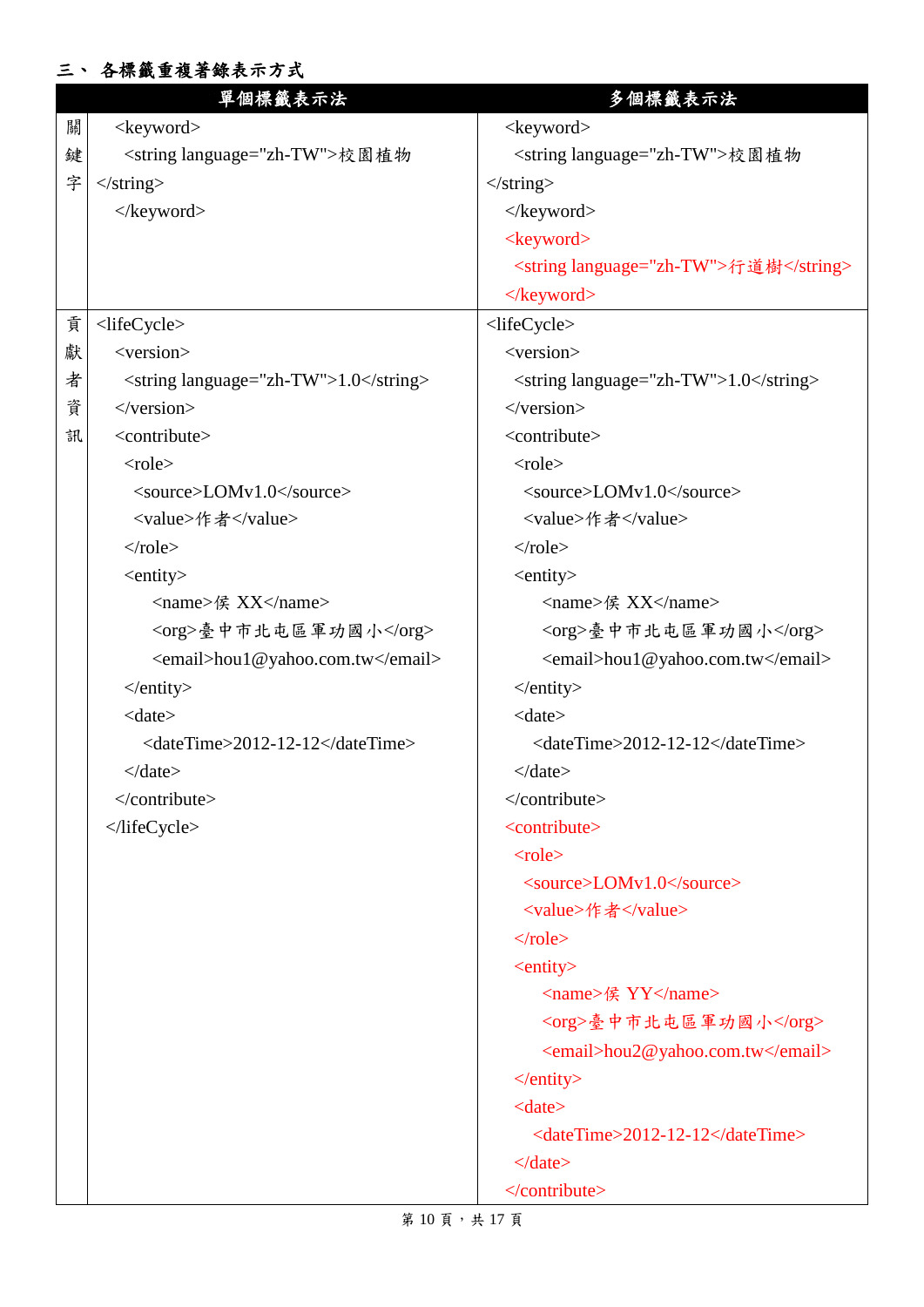### 三、各標籤重複著錄表示方式

| | 單個標籤表示法 | 多個標籤表示法 |
|---|---|---|
| 關鍵字 | `<keyword>`<br>`<string language="zh-TW">校園植物</string>`<br>`</keyword>` | `<keyword>`<br>`<string language="zh-TW">校園植物</string>`<br>`</keyword>`<br>`<keyword>`<br>`<string language="zh-TW">行道樹</string>`<br>`</keyword>` |
| 貢獻者資訊 | `<lifeCycle>`<br>`<version>`<br>`<string language="zh-TW">1.0</string>`<br>`</version>`<br>`<contribute>`<br>`<role>`<br>`<source>LOMv1.0</source>`<br>`<value>作者</value>`<br>`</role>`<br>`<entity>`<br>`<name>侯 XX</name>`<br>`<org>臺中市北屯區軍功國小</org>`<br>`<email>hou1@yahoo.com.tw</email>`<br>`</entity>`<br>`<date>`<br>`<dateTime>2012-12-12</dateTime>`<br>`</date>`<br>`</contribute>`<br>`</lifeCycle>` | `<lifeCycle>`<br>`<version>`<br>`<string language="zh-TW">1.0</string>`<br>`</version>`<br>`<contribute>`<br>`<role>`<br>`<source>LOMv1.0</source>`<br>`<value>作者</value>`<br>`</role>`<br>`<entity>`<br>`<name>侯 XX</name>`<br>`<org>臺中市北屯區軍功國小</org>`<br>`<email>hou1@yahoo.com.tw</email>`<br>`</entity>`<br>`<date>`<br>`<dateTime>2012-12-12</dateTime>`<br>`</date>`<br>`</contribute>`<br>`<contribute>`<br>`<role>`<br>`<source>LOMv1.0</source>`<br>`<value>作者</value>`<br>`</role>`<br>`<entity>`<br>`<name>侯 YY</name>`<br>`<org>臺中市北屯區軍功國小</org>`<br>`<email>hou2@yahoo.com.tw</email>`<br>`</entity>`<br>`<date>`<br>`<dateTime>2012-12-12</dateTime>`<br>`</date>`<br>`</contribute>` |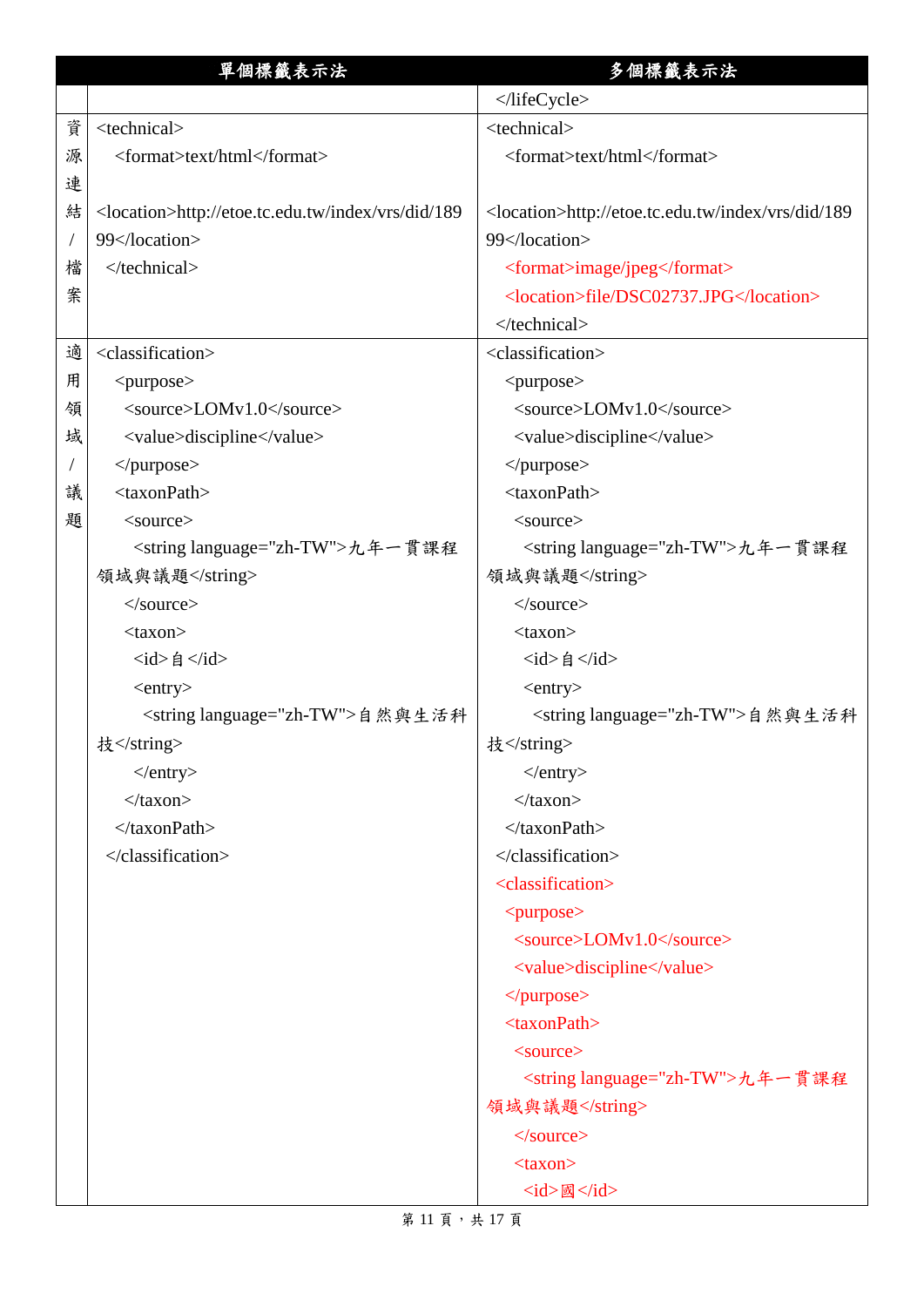| | 單個標籤表示法 | 多個標籤表示法 |
|---|---|---|
| | | &lt;/lifeCycle&gt; |
| 資源連結/檔案 | &lt;technical&gt;<br>&lt;format&gt;text/html&lt;/format&gt;<br><br>&lt;location&gt;http://etoe.tc.edu.tw/index/vrs/did/18999&lt;/location&gt;<br>&lt;/technical&gt; | &lt;technical&gt;<br>&lt;format&gt;text/html&lt;/format&gt;<br><br>&lt;location&gt;http://etoe.tc.edu.tw/index/vrs/did/18999&lt;/location&gt;<br>&lt;format&gt;image/jpeg&lt;/format&gt;<br>&lt;location&gt;file/DSC02737.JPG&lt;/location&gt;<br>&lt;/technical&gt; |
| 適用領域/議題 | &lt;classification&gt;<br>&lt;purpose&gt;<br>&lt;source&gt;LOMv1.0&lt;/source&gt;<br>&lt;value&gt;discipline&lt;/value&gt;<br>&lt;/purpose&gt;<br>&lt;taxonPath&gt;<br>&lt;source&gt;<br>&lt;string language="zh-TW"&gt;九年一貫課程領域與議題&lt;/string&gt;<br>&lt;/source&gt;<br>&lt;taxon&gt;<br>&lt;id&gt;自&lt;/id&gt;<br>&lt;entry&gt;<br>&lt;string language="zh-TW"&gt;自然與生活科技&lt;/string&gt;<br>&lt;/entry&gt;<br>&lt;/taxon&gt;<br>&lt;/taxonPath&gt;<br>&lt;/classification&gt; | &lt;classification&gt;<br>&lt;purpose&gt;<br>&lt;source&gt;LOMv1.0&lt;/source&gt;<br>&lt;value&gt;discipline&lt;/value&gt;<br>&lt;/purpose&gt;<br>&lt;taxonPath&gt;<br>&lt;source&gt;<br>&lt;string language="zh-TW"&gt;九年一貫課程領域與議題&lt;/string&gt;<br>&lt;/source&gt;<br>&lt;taxon&gt;<br>&lt;id&gt;自&lt;/id&gt;<br>&lt;entry&gt;<br>&lt;string language="zh-TW"&gt;自然與生活科技&lt;/string&gt;<br>&lt;/entry&gt;<br>&lt;/taxon&gt;<br>&lt;/taxonPath&gt;<br>&lt;/classification&gt;<br>&lt;classification&gt;<br>&lt;purpose&gt;<br>&lt;source&gt;LOMv1.0&lt;/source&gt;<br>&lt;value&gt;discipline&lt;/value&gt;<br>&lt;/purpose&gt;<br>&lt;taxonPath&gt;<br>&lt;source&gt;<br>&lt;string language="zh-TW"&gt;九年一貫課程領域與議題&lt;/string&gt;<br>&lt;/source&gt;<br>&lt;taxon&gt;<br>&lt;id&gt;國&lt;/id&gt; |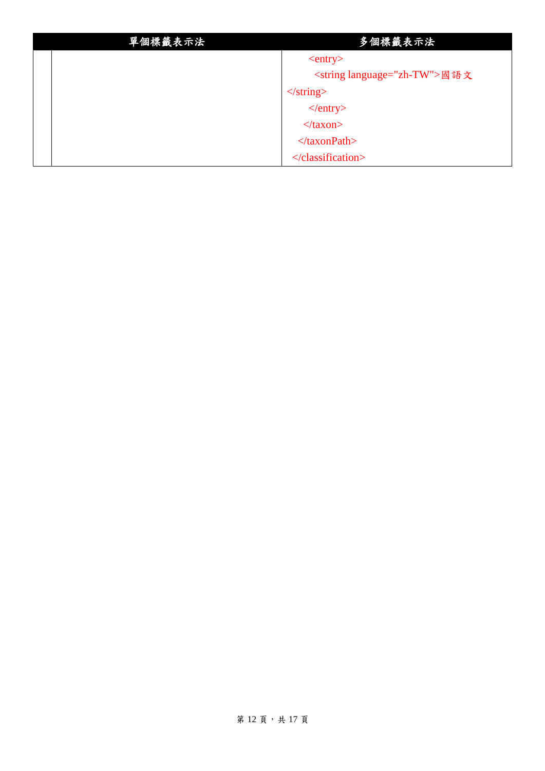| | 單個標籤表示法 | 多個標籤表示法 |
|---|---|---|
| | | &lt;entry&gt;<br>&lt;string language="zh-TW"&gt;國語文&lt;/string&gt;<br>&lt;/entry&gt;<br>&lt;/taxon&gt;<br>&lt;/taxonPath&gt;<br>&lt;/classification&gt; |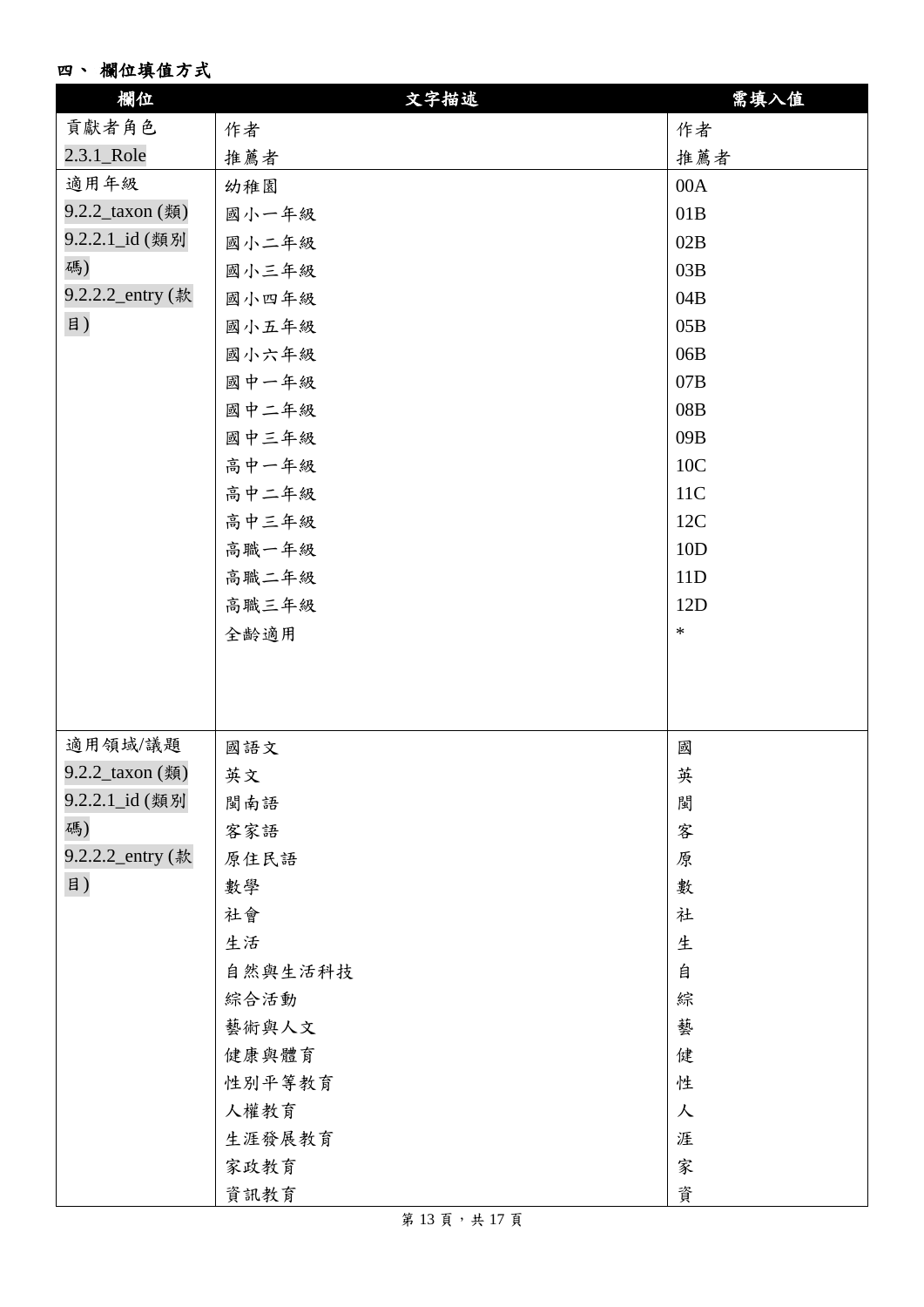## 四、 欄位填值方式

| 欄位 | 文字描述 | 需填入值 |
| --- | --- | --- |
| 貢獻者角色<br>2.3.1_Role | 作者<br>推薦者 | 作者<br>推薦者 |
| 適用年級<br>9.2.2_taxon (類)<br>9.2.2.1_id (類別碼)<br>9.2.2.2_entry (款目) | 幼稚園<br>國小一年級<br>國小二年級<br>國小三年級<br>國小四年級<br>國小五年級<br>國小六年級<br>國中一年級<br>國中二年級<br>國中三年級<br>高中一年級<br>高中二年級<br>高中三年級<br>高職一年級<br>高職二年級<br>高職三年級<br>全齡適用 | 00A<br>01B<br>02B<br>03B<br>04B<br>05B<br>06B<br>07B<br>08B<br>09B<br>10C<br>11C<br>12C<br>10D<br>11D<br>12D<br>* |
| 適用領域/議題<br>9.2.2_taxon (類)<br>9.2.2.1_id (類別碼)<br>9.2.2.2_entry (款目) | 國語文<br>英文<br>閩南語<br>客家語<br>原住民語<br>數學<br>社會<br>生活<br>自然與生活科技<br>綜合活動<br>藝術與人文<br>健康與體育<br>性別平等教育<br>人權教育<br>生涯發展教育<br>家政教育<br>資訊教育 | 國<br>英<br>閩<br>客<br>原<br>數<br>社<br>生<br>自<br>綜<br>藝<br>健<br>性<br>人<br>涯<br>家<br>資 |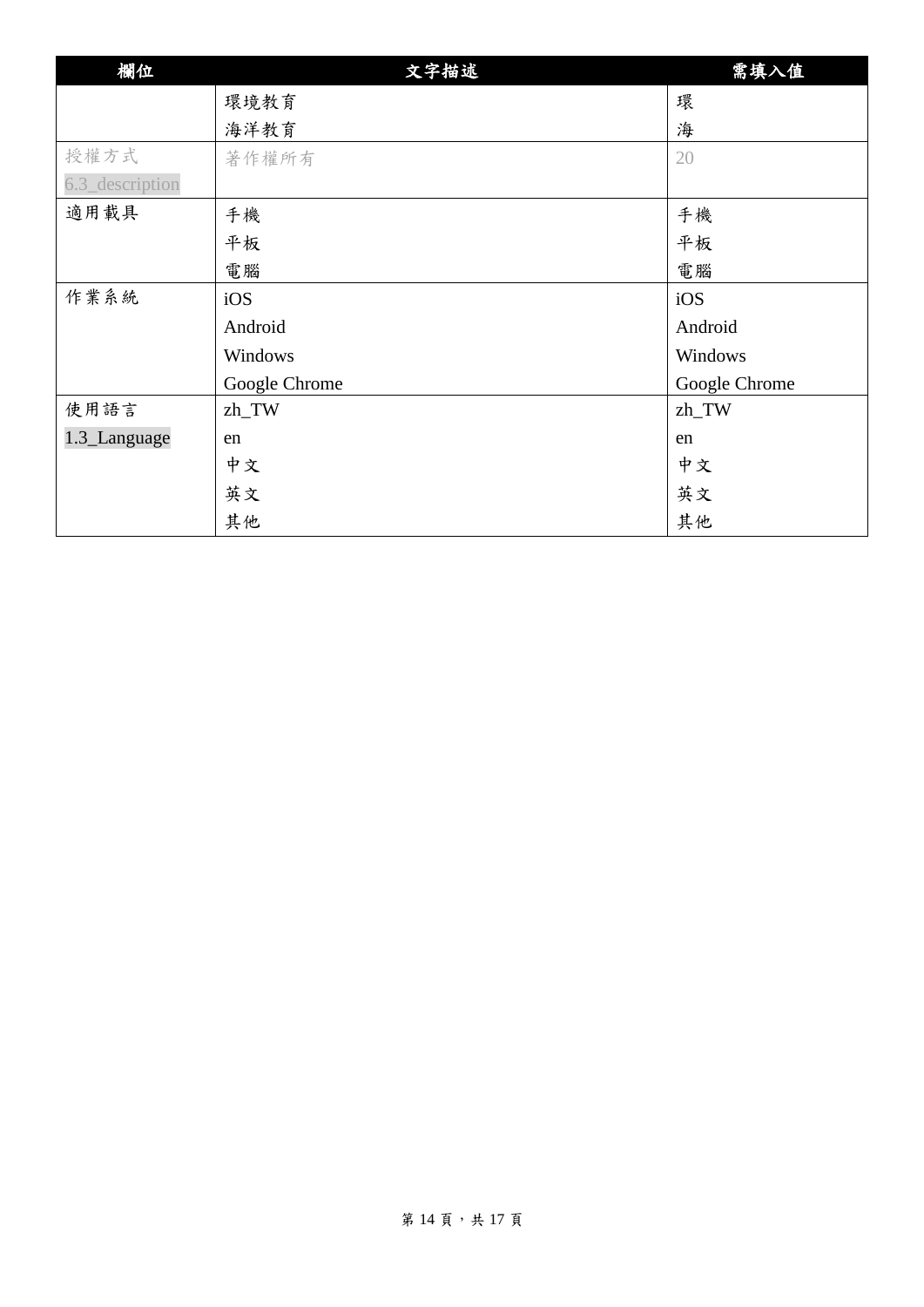| 欄位 | 文字描述 | 需填入值 |
|---|---|---|
| | 環境教育<br>海洋教育 | 環<br>海 |
| 授權方式<br>6.3_description | 著作權所有 | 20 |
| 適用載具 | 手機<br>平板<br>電腦 | 手機<br>平板<br>電腦 |
| 作業系統 | iOS<br>Android<br>Windows<br>Google Chrome | iOS<br>Android<br>Windows<br>Google Chrome |
| 使用語言<br>1.3_Language | zh_TW<br>en<br>中文<br>英文<br>其他 | zh_TW<br>en<br>中文<br>英文<br>其他 |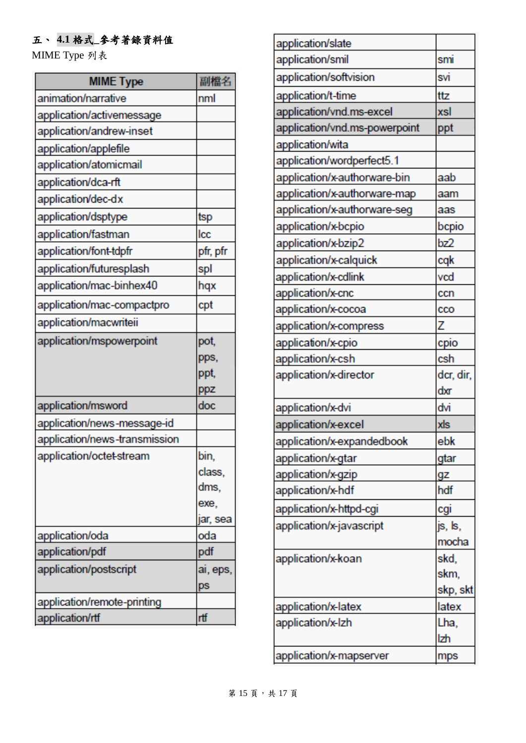## 五、 4.1 格式_參考著錄資料值

MIME Type 列表

| MIME Type | 副檔名 |
|---|---|
| animation/narrative | nml |
| application/activemessage | |
| application/andrew-inset | |
| application/applefile | |
| application/atomicmail | |
| application/dca-rft | |
| application/dec-dx | |
| application/dsptype | tsp |
| application/fastman | lcc |
| application/font-tdpfr | pfr, pfr |
| application/futuresplash | spl |
| application/mac-binhex40 | hqx |
| application/mac-compactpro | cpt |
| application/macwriteii | |
| application/mspowerpoint | pot, pps, ppt, ppz |
| application/msword | doc |
| application/news-message-id | |
| application/news-transmission | |
| application/octet-stream | bin, class, dms, exe, jar, sea |
| application/oda | oda |
| application/pdf | pdf |
| application/postscript | ai, eps, ps |
| application/remote-printing | |
| application/rtf | rtf |
| application/slate | |
| application/smil | smi |
| application/softvision | svi |
| application/t-time | ttz |
| application/vnd.ms-excel | xsl |
| application/vnd.ms-powerpoint | ppt |
| application/wita | |
| application/wordperfect5.1 | |
| application/x-authorware-bin | aab |
| application/x-authorware-map | aam |
| application/x-authorware-seg | aas |
| application/x-bcpio | bcpio |
| application/x-bzip2 | bz2 |
| application/x-calquick | cqk |
| application/x-cdlink | vcd |
| application/x-cnc | ccn |
| application/x-cocoa | cco |
| application/x-compress | Z |
| application/x-cpio | cpio |
| application/x-csh | csh |
| application/x-director | dcr, dir, dxr |
| application/x-dvi | dvi |
| application/x-excel | xls |
| application/x-expandedbook | ebk |
| application/x-gtar | gtar |
| application/x-gzip | gz |
| application/x-hdf | hdf |
| application/x-httpd-cgi | cgi |
| application/x-javascript | js, ls, mocha |
| application/x-koan | skd, skm, skp, skt |
| application/x-latex | latex |
| application/x-lzh | Lha, lzh |
| application/x-mapserver | mps |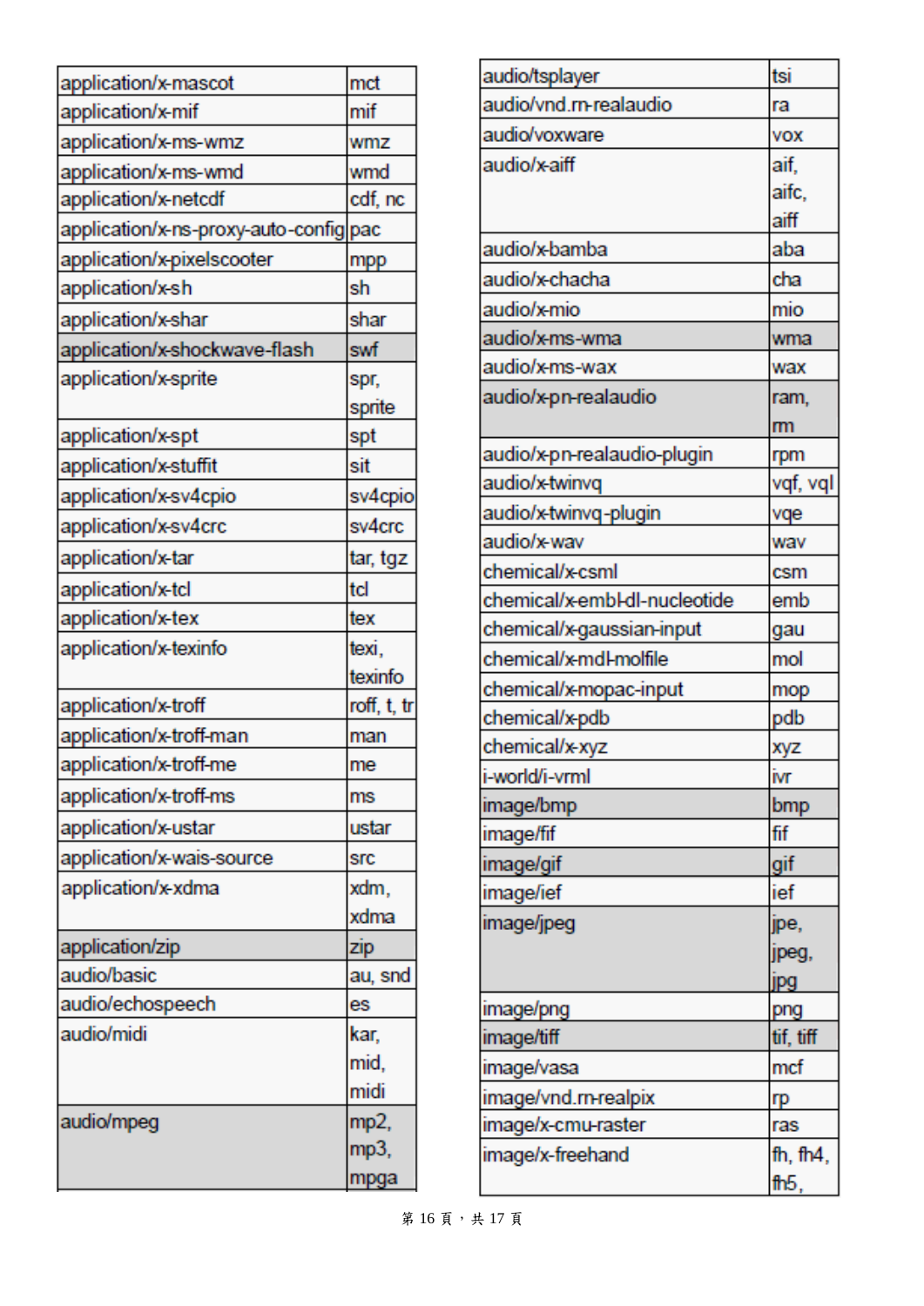| | |
|---|---|
| application/x-mascot | mct |
| application/x-mif | mif |
| application/x-ms-wmz | wmz |
| application/x-ms-wmd | wmd |
| application/x-netcdf | cdf, nc |
| application/x-ns-proxy-auto-config | pac |
| application/x-pixelscooter | mpp |
| application/x-sh | sh |
| application/x-shar | shar |
| application/x-shockwave-flash | swf |
| application/x-sprite | spr, sprite |
| application/x-spt | spt |
| application/x-stuffit | sit |
| application/x-sv4cpio | sv4cpio |
| application/x-sv4crc | sv4crc |
| application/x-tar | tar, tgz |
| application/x-tcl | tcl |
| application/x-tex | tex |
| application/x-texinfo | texi, texinfo |
| application/x-troff | roff, t, tr |
| application/x-troff-man | man |
| application/x-troff-me | me |
| application/x-troff-ms | ms |
| application/x-ustar | ustar |
| application/x-wais-source | src |
| application/x-xdma | xdm, xdma |
| application/zip | zip |
| audio/basic | au, snd |
| audio/echospeech | es |
| audio/midi | kar, mid, midi |
| audio/mpeg | mp2, mp3, mpga |

| | |
|---|---|
| audio/tsplayer | tsi |
| audio/vnd.rn-realaudio | ra |
| audio/voxware | vox |
| audio/x-aiff | aif, aifc, aiff |
| audio/x-bamba | aba |
| audio/x-chacha | cha |
| audio/x-mio | mio |
| audio/x-ms-wma | wma |
| audio/x-ms-wax | wax |
| audio/x-pn-realaudio | ram, rm |
| audio/x-pn-realaudio-plugin | rpm |
| audio/x-twinvq | vqf, vql |
| audio/x-twinvq-plugin | vqe |
| audio/x-wav | wav |
| chemical/x-csml | csm |
| chemical/x-embl-dl-nucleotide | emb |
| chemical/x-gaussian-input | gau |
| chemical/x-mdl-molfile | mol |
| chemical/x-mopac-input | mop |
| chemical/x-pdb | pdb |
| chemical/x-xyz | xyz |
| i-world/i-vrml | ivr |
| image/bmp | bmp |
| image/fif | fif |
| image/gif | gif |
| image/ief | ief |
| image/jpeg | jpe, jpeg, jpg |
| image/png | png |
| image/tiff | tif, tiff |
| image/vasa | mcf |
| image/vnd.rn-realpix | rp |
| image/x-cmu-raster | ras |
| image/x-freehand | fh, fh4, fh5, |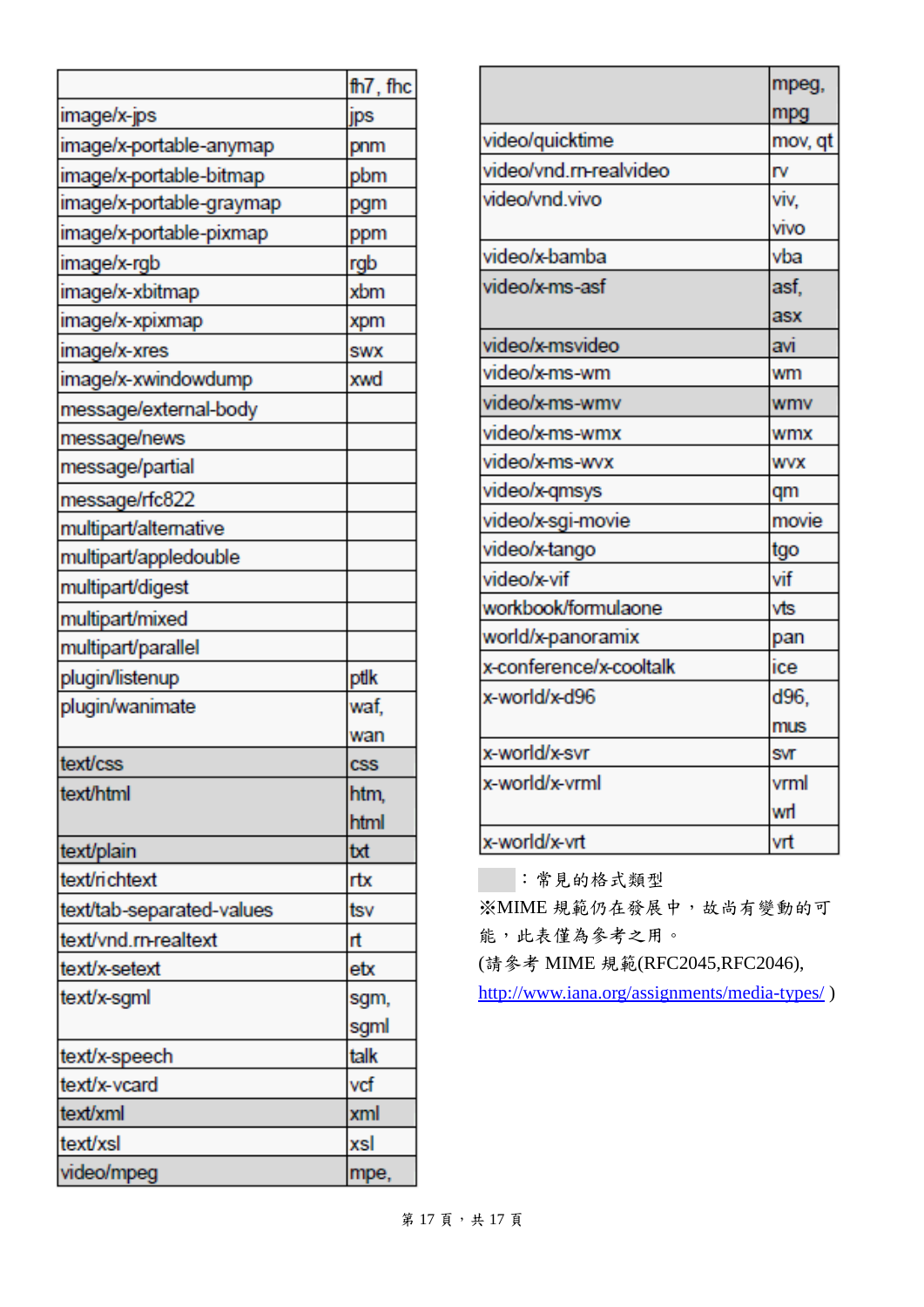| | |
|---|---|
| | fh7, fhc |
| image/x-jps | jps |
| image/x-portable-anymap | pnm |
| image/x-portable-bitmap | pbm |
| image/x-portable-graymap | pgm |
| image/x-portable-pixmap | ppm |
| image/x-rgb | rgb |
| image/x-xbitmap | xbm |
| image/x-xpixmap | xpm |
| image/x-xres | swx |
| image/x-xwindowdump | xwd |
| message/external-body | |
| message/news | |
| message/partial | |
| message/rfc822 | |
| multipart/alternative | |
| multipart/appledouble | |
| multipart/digest | |
| multipart/mixed | |
| multipart/parallel | |
| plugin/listenup | ptlk |
| plugin/wanimate | waf, wan |
| text/css | css |
| text/html | htm, html |
| text/plain | txt |
| text/richtext | rtx |
| text/tab-separated-values | tsv |
| text/vnd.rn-realtext | rt |
| text/x-setext | etx |
| text/x-sgml | sgm, sgml |
| text/x-speech | talk |
| text/x-vcard | vcf |
| text/xml | xml |
| text/xsl | xsl |
| video/mpeg | mpe, mpeg, mpg |
| video/quicktime | mov, qt |
| video/vnd.rn-realvideo | rv |
| video/vnd.vivo | viv, vivo |
| video/x-bamba | vba |
| video/x-ms-asf | asf, asx |
| video/x-msvideo | avi |
| video/x-ms-wm | wm |
| video/x-ms-wmv | wmv |
| video/x-ms-wmx | wmx |
| video/x-ms-wvx | wvx |
| video/x-qmsys | qm |
| video/x-sgi-movie | movie |
| video/x-tango | tgo |
| video/x-vif | vif |
| workbook/formulaone | vts |
| world/x-panoramix | pan |
| x-conference/x-cooltalk | ice |
| x-world/x-d96 | d96, mus |
| x-world/x-svr | svr |
| x-world/x-vrml | vrml wrl |
| x-world/x-vrt | vrt |

：常見的格式類型

※MIME 規範仍在發展中，故尚有變動的可能，此表僅為參考之用。

(請參考 MIME 規範(RFC2045,RFC2046), http://www.iana.org/assignments/media-types/ )